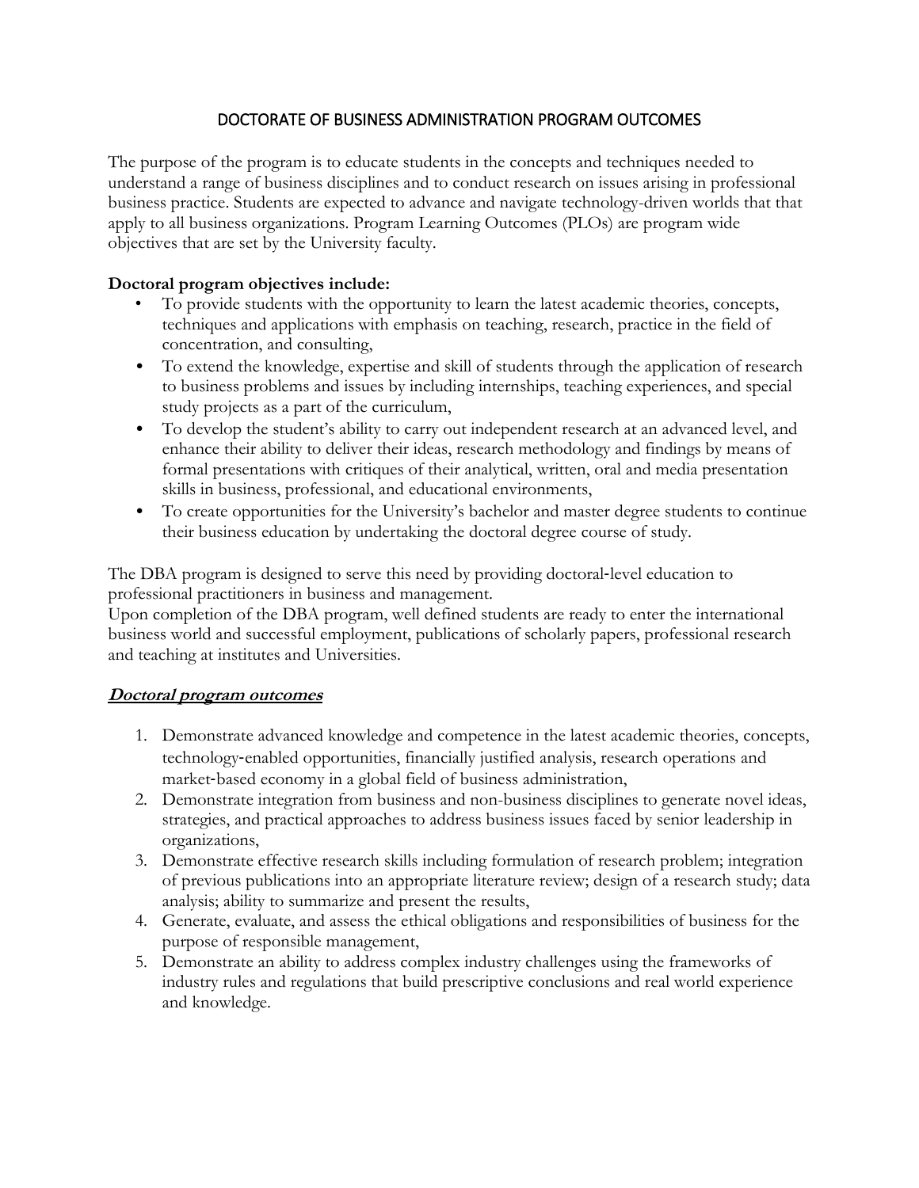# DOCTORATE OF BUSINESS ADMINISTRATION PROGRAM OUTCOMES

The purpose of the program is to educate students in the concepts and techniques needed to understand a range of business disciplines and to conduct research on issues arising in professional business practice. Students are expected to advance and navigate technology-driven worlds that that apply to all business organizations. Program Learning Outcomes (PLOs) are program wide objectives that are set by the University faculty.

**Doctoral program objectives include:**

- To provide students with the opportunity to learn the latest academic theories, concepts, techniques and applications with emphasis on teaching, research, practice in the field of concentration, and consulting,
- To extend the knowledge, expertise and skill of students through the application of research to business problems and issues by including internships, teaching experiences, and special study projects as a part of the curriculum,
- To develop the student's ability to carry out independent research at an advanced level, and enhance their ability to deliver their ideas, research methodology and findings by means of formal presentations with critiques of their analytical, written, oral and media presentation skills in business, professional, and educational environments,
- To create opportunities for the University's bachelor and master degree students to continue their business education by undertaking the doctoral degree course of study.

The DBA program is designed to serve this need by providing doctoral-level education to professional practitioners in business and management.
Upon completion of the DBA program, well defined students are ready to enter the international business world and successful employment, publications of scholarly papers, professional research and teaching at institutes and Universities.

## ***Doctoral program outcomes***

1. Demonstrate advanced knowledge and competence in the latest academic theories, concepts, technology-enabled opportunities, financially justified analysis, research operations and market-based economy in a global field of business administration,
2. Demonstrate integration from business and non-business disciplines to generate novel ideas, strategies, and practical approaches to address business issues faced by senior leadership in organizations,
3. Demonstrate effective research skills including formulation of research problem; integration of previous publications into an appropriate literature review; design of a research study; data analysis; ability to summarize and present the results,
4. Generate, evaluate, and assess the ethical obligations and responsibilities of business for the purpose of responsible management,
5. Demonstrate an ability to address complex industry challenges using the frameworks of industry rules and regulations that build prescriptive conclusions and real world experience and knowledge.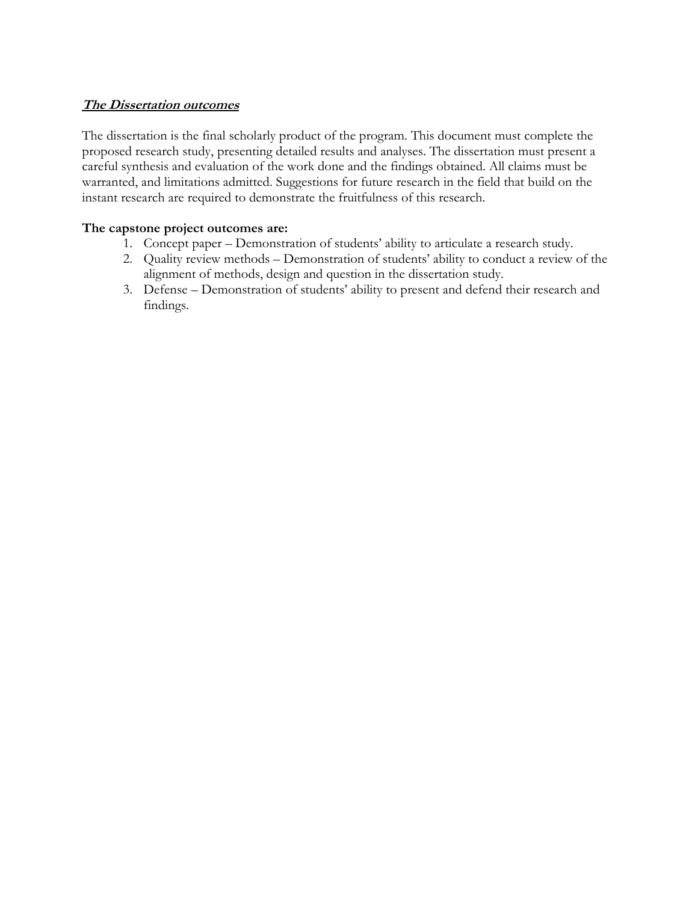***The Dissertation outcomes***

The dissertation is the final scholarly product of the program. This document must complete the proposed research study, presenting detailed results and analyses. The dissertation must present a careful synthesis and evaluation of the work done and the findings obtained. All claims must be warranted, and limitations admitted. Suggestions for future research in the field that build on the instant research are required to demonstrate the fruitfulness of this research.

**The capstone project outcomes are:**

1. Concept paper – Demonstration of students' ability to articulate a research study.
2. Quality review methods – Demonstration of students' ability to conduct a review of the alignment of methods, design and question in the dissertation study.
3. Defense – Demonstration of students' ability to present and defend their research and findings.